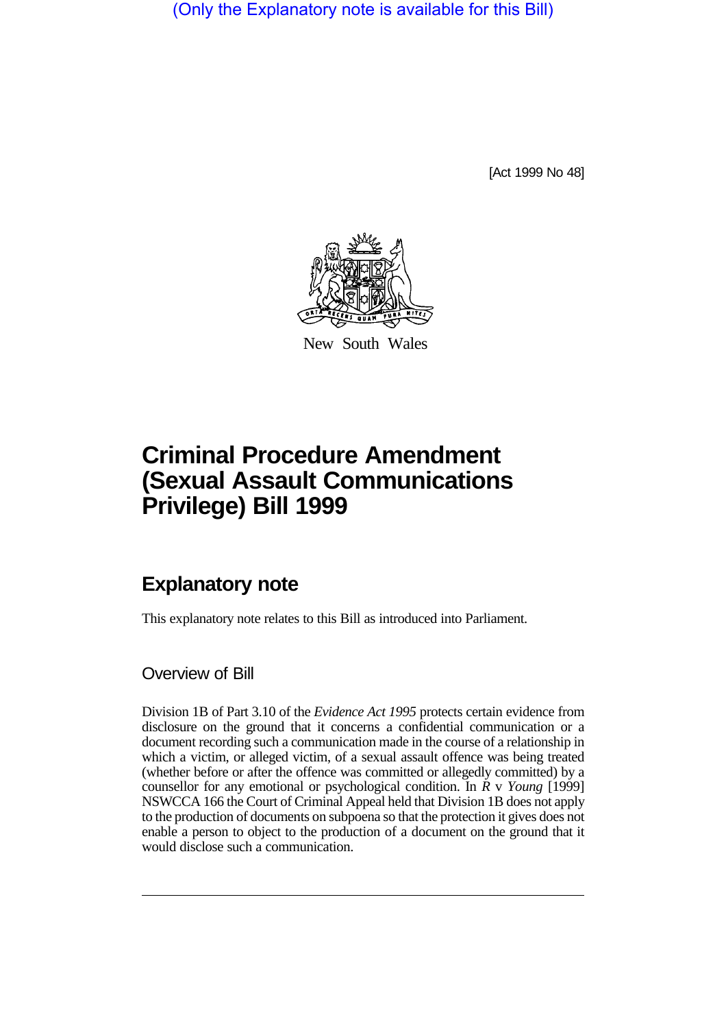(Only the Explanatory note is available for this Bill)

[Act 1999 No 48]

New South Wales

# Criminal Procedure Amendment (Sexual Assault Communications Privilege) Bill 1999

## Explanatory note

This explanatory note relates to this Bill as introduced into Parliament.

### Overview of Bill

Division 1B of Part 3.10 of the *Evidence Act 1995* protects certain evidence from disclosure on the ground that it concerns a confidential communication or a document recording such a communication made in the course of a relationship in which a victim, or alleged victim, of a sexual assault offence was being treated (whether before or after the offence was committed or allegedly committed) by a counsellor for any emotional or psychological condition. In *R* v *Young* [1999] NSWCCA 166 the Court of Criminal Appeal held that Division 1B does not apply to the production of documents on subpoena so that the protection it gives does not enable a person to object to the production of a document on the ground that it would disclose such a communication.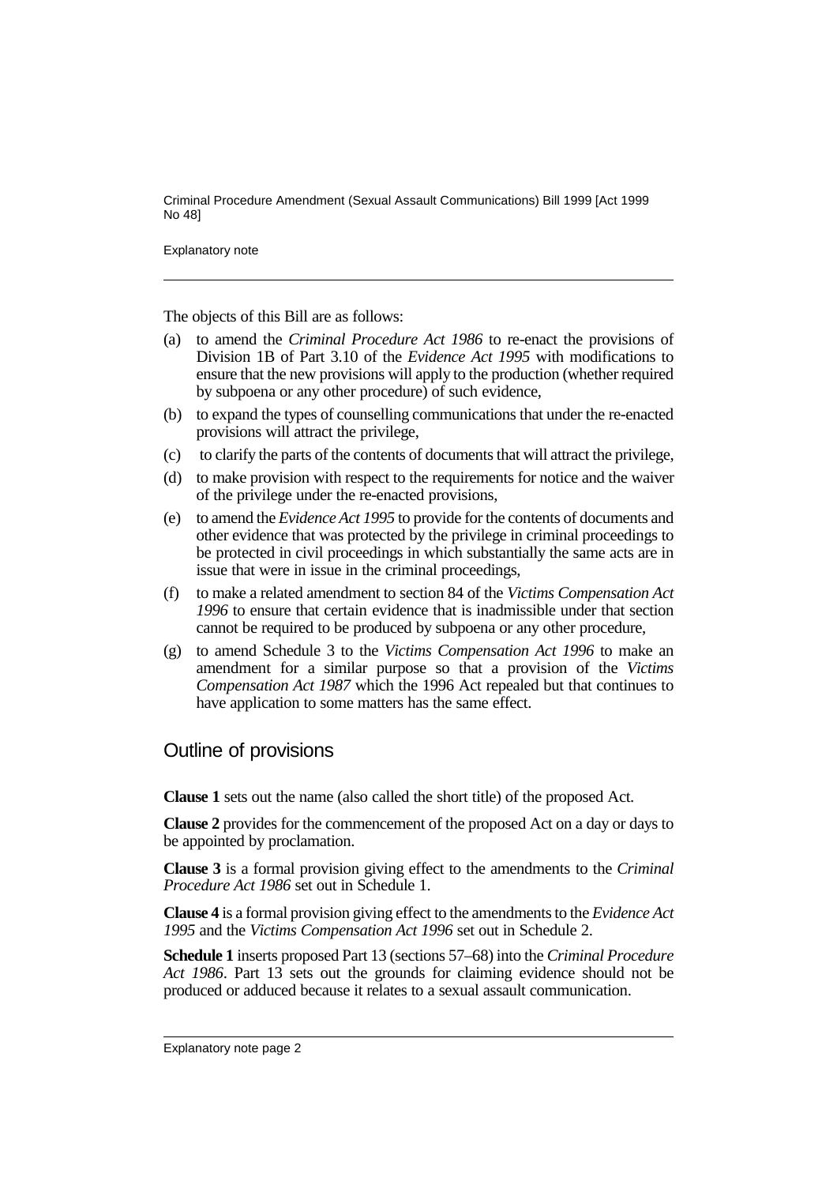The objects of this Bill are as follows:

(a) to amend the *Criminal Procedure Act 1986* to re-enact the provisions of Division 1B of Part 3.10 of the *Evidence Act 1995* with modifications to ensure that the new provisions will apply to the production (whether required by subpoena or any other procedure) of such evidence,

(b) to expand the types of counselling communications that under the re-enacted provisions will attract the privilege,

(c) to clarify the parts of the contents of documents that will attract the privilege,

(d) to make provision with respect to the requirements for notice and the waiver of the privilege under the re-enacted provisions,

(e) to amend the *Evidence Act 1995* to provide for the contents of documents and other evidence that was protected by the privilege in criminal proceedings to be protected in civil proceedings in which substantially the same acts are in issue that were in issue in the criminal proceedings,

(f) to make a related amendment to section 84 of the *Victims Compensation Act 1996* to ensure that certain evidence that is inadmissible under that section cannot be required to be produced by subpoena or any other procedure,

(g) to amend Schedule 3 to the *Victims Compensation Act 1996* to make an amendment for a similar purpose so that a provision of the *Victims Compensation Act 1987* which the 1996 Act repealed but that continues to have application to some matters has the same effect.

## Outline of provisions

**Clause 1** sets out the name (also called the short title) of the proposed Act.

**Clause 2** provides for the commencement of the proposed Act on a day or days to be appointed by proclamation.

**Clause 3** is a formal provision giving effect to the amendments to the *Criminal Procedure Act 1986* set out in Schedule 1.

**Clause 4** is a formal provision giving effect to the amendments to the *Evidence Act 1995* and the *Victims Compensation Act 1996* set out in Schedule 2.

**Schedule 1** inserts proposed Part 13 (sections 57–68) into the *Criminal Procedure Act 1986*. Part 13 sets out the grounds for claiming evidence should not be produced or adduced because it relates to a sexual assault communication.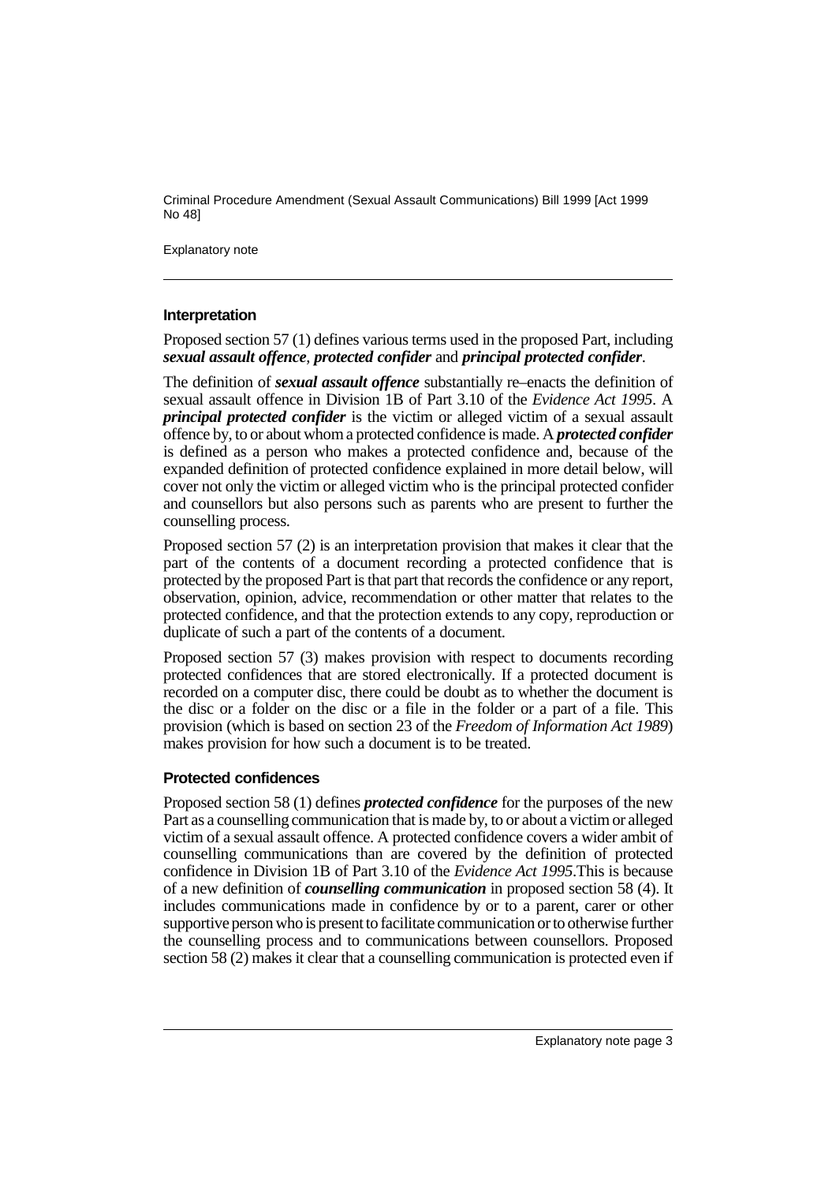### Interpretation

Proposed section 57 (1) defines various terms used in the proposed Part, including ***sexual assault offence***, ***protected confider*** and ***principal protected confider***.

The definition of ***sexual assault offence*** substantially re–enacts the definition of sexual assault offence in Division 1B of Part 3.10 of the *Evidence Act 1995*. A ***principal protected confider*** is the victim or alleged victim of a sexual assault offence by, to or about whom a protected confidence is made. A ***protected confider*** is defined as a person who makes a protected confidence and, because of the expanded definition of protected confidence explained in more detail below, will cover not only the victim or alleged victim who is the principal protected confider and counsellors but also persons such as parents who are present to further the counselling process.

Proposed section 57 (2) is an interpretation provision that makes it clear that the part of the contents of a document recording a protected confidence that is protected by the proposed Part is that part that records the confidence or any report, observation, opinion, advice, recommendation or other matter that relates to the protected confidence, and that the protection extends to any copy, reproduction or duplicate of such a part of the contents of a document.

Proposed section 57 (3) makes provision with respect to documents recording protected confidences that are stored electronically. If a protected document is recorded on a computer disc, there could be doubt as to whether the document is the disc or a folder on the disc or a file in the folder or a part of a file. This provision (which is based on section 23 of the *Freedom of Information Act 1989*) makes provision for how such a document is to be treated.

### Protected confidences

Proposed section 58 (1) defines ***protected confidence*** for the purposes of the new Part as a counselling communication that is made by, to or about a victim or alleged victim of a sexual assault offence. A protected confidence covers a wider ambit of counselling communications than are covered by the definition of protected confidence in Division 1B of Part 3.10 of the *Evidence Act 1995*.This is because of a new definition of ***counselling communication*** in proposed section 58 (4). It includes communications made in confidence by or to a parent, carer or other supportive person who is present to facilitate communication or to otherwise further the counselling process and to communications between counsellors. Proposed section 58 (2) makes it clear that a counselling communication is protected even if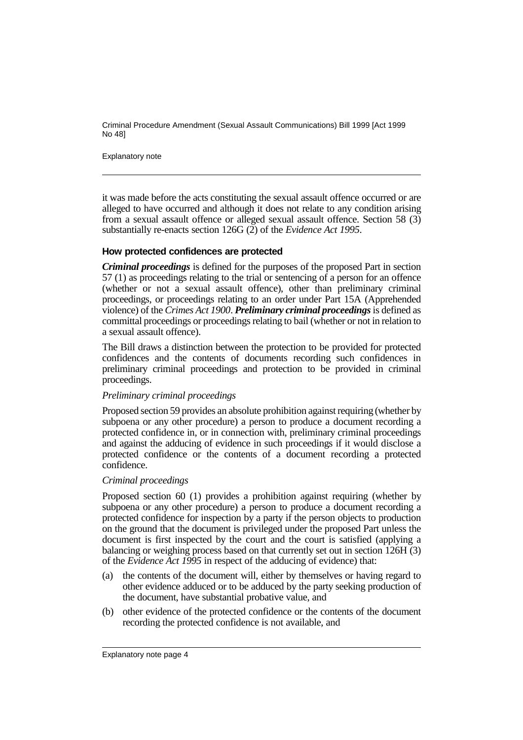it was made before the acts constituting the sexual assault offence occurred or are alleged to have occurred and although it does not relate to any condition arising from a sexual assault offence or alleged sexual assault offence. Section 58 (3) substantially re-enacts section 126G (2) of the *Evidence Act 1995*.

### How protected confidences are protected

***Criminal proceedings*** is defined for the purposes of the proposed Part in section 57 (1) as proceedings relating to the trial or sentencing of a person for an offence (whether or not a sexual assault offence), other than preliminary criminal proceedings, or proceedings relating to an order under Part 15A (Apprehended violence) of the *Crimes Act 1900*. ***Preliminary criminal proceedings*** is defined as committal proceedings or proceedings relating to bail (whether or not in relation to a sexual assault offence).

The Bill draws a distinction between the protection to be provided for protected confidences and the contents of documents recording such confidences in preliminary criminal proceedings and protection to be provided in criminal proceedings.

*Preliminary criminal proceedings*

Proposed section 59 provides an absolute prohibition against requiring (whether by subpoena or any other procedure) a person to produce a document recording a protected confidence in, or in connection with, preliminary criminal proceedings and against the adducing of evidence in such proceedings if it would disclose a protected confidence or the contents of a document recording a protected confidence.

*Criminal proceedings*

Proposed section 60 (1) provides a prohibition against requiring (whether by subpoena or any other procedure) a person to produce a document recording a protected confidence for inspection by a party if the person objects to production on the ground that the document is privileged under the proposed Part unless the document is first inspected by the court and the court is satisfied (applying a balancing or weighing process based on that currently set out in section 126H (3) of the *Evidence Act 1995* in respect of the adducing of evidence) that:

(a) the contents of the document will, either by themselves or having regard to other evidence adduced or to be adduced by the party seeking production of the document, have substantial probative value, and

(b) other evidence of the protected confidence or the contents of the document recording the protected confidence is not available, and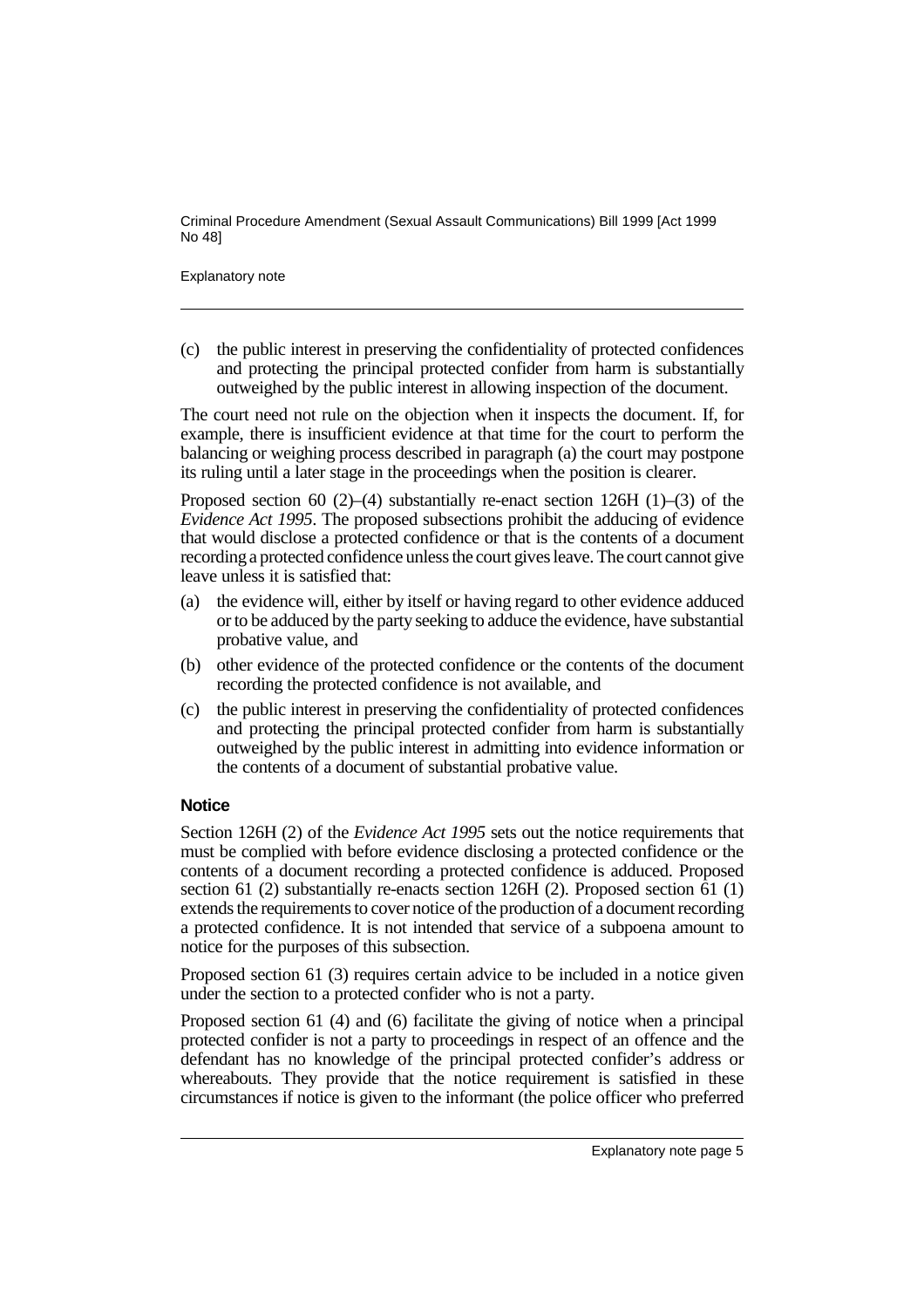(c) the public interest in preserving the confidentiality of protected confidences and protecting the principal protected confider from harm is substantially outweighed by the public interest in allowing inspection of the document.

The court need not rule on the objection when it inspects the document. If, for example, there is insufficient evidence at that time for the court to perform the balancing or weighing process described in paragraph (a) the court may postpone its ruling until a later stage in the proceedings when the position is clearer.

Proposed section 60 (2)–(4) substantially re-enact section 126H (1)–(3) of the *Evidence Act 1995*. The proposed subsections prohibit the adducing of evidence that would disclose a protected confidence or that is the contents of a document recording a protected confidence unless the court gives leave. The court cannot give leave unless it is satisfied that:

(a) the evidence will, either by itself or having regard to other evidence adduced or to be adduced by the party seeking to adduce the evidence, have substantial probative value, and

(b) other evidence of the protected confidence or the contents of the document recording the protected confidence is not available, and

(c) the public interest in preserving the confidentiality of protected confidences and protecting the principal protected confider from harm is substantially outweighed by the public interest in admitting into evidence information or the contents of a document of substantial probative value.

**Notice**

Section 126H (2) of the *Evidence Act 1995* sets out the notice requirements that must be complied with before evidence disclosing a protected confidence or the contents of a document recording a protected confidence is adduced. Proposed section 61 (2) substantially re-enacts section 126H (2). Proposed section 61 (1) extends the requirements to cover notice of the production of a document recording a protected confidence. It is not intended that service of a subpoena amount to notice for the purposes of this subsection.

Proposed section 61 (3) requires certain advice to be included in a notice given under the section to a protected confider who is not a party.

Proposed section 61 (4) and (6) facilitate the giving of notice when a principal protected confider is not a party to proceedings in respect of an offence and the defendant has no knowledge of the principal protected confider's address or whereabouts. They provide that the notice requirement is satisfied in these circumstances if notice is given to the informant (the police officer who preferred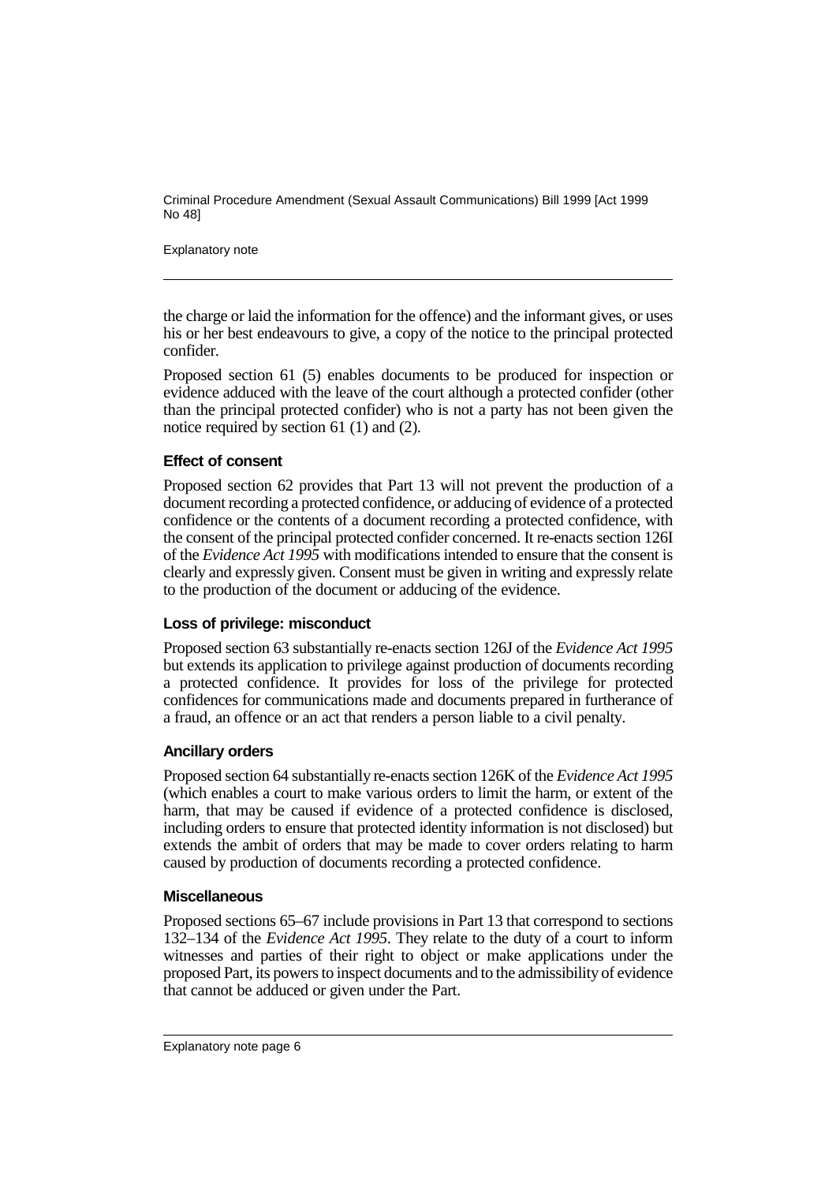the charge or laid the information for the offence) and the informant gives, or uses his or her best endeavours to give, a copy of the notice to the principal protected confider.

Proposed section 61 (5) enables documents to be produced for inspection or evidence adduced with the leave of the court although a protected confider (other than the principal protected confider) who is not a party has not been given the notice required by section 61 (1) and (2).

### Effect of consent

Proposed section 62 provides that Part 13 will not prevent the production of a document recording a protected confidence, or adducing of evidence of a protected confidence or the contents of a document recording a protected confidence, with the consent of the principal protected confider concerned. It re-enacts section 126I of the *Evidence Act 1995* with modifications intended to ensure that the consent is clearly and expressly given. Consent must be given in writing and expressly relate to the production of the document or adducing of the evidence.

### Loss of privilege: misconduct

Proposed section 63 substantially re-enacts section 126J of the *Evidence Act 1995* but extends its application to privilege against production of documents recording a protected confidence. It provides for loss of the privilege for protected confidences for communications made and documents prepared in furtherance of a fraud, an offence or an act that renders a person liable to a civil penalty.

### Ancillary orders

Proposed section 64 substantially re-enacts section 126K of the *Evidence Act 1995* (which enables a court to make various orders to limit the harm, or extent of the harm, that may be caused if evidence of a protected confidence is disclosed, including orders to ensure that protected identity information is not disclosed) but extends the ambit of orders that may be made to cover orders relating to harm caused by production of documents recording a protected confidence.

### Miscellaneous

Proposed sections 65–67 include provisions in Part 13 that correspond to sections 132–134 of the *Evidence Act 1995*. They relate to the duty of a court to inform witnesses and parties of their right to object or make applications under the proposed Part, its powers to inspect documents and to the admissibility of evidence that cannot be adduced or given under the Part.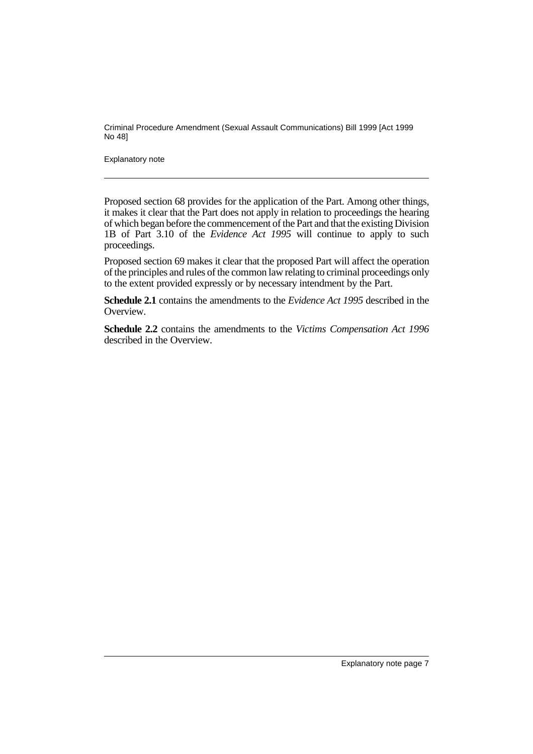Proposed section 68 provides for the application of the Part. Among other things, it makes it clear that the Part does not apply in relation to proceedings the hearing of which began before the commencement of the Part and that the existing Division 1B of Part 3.10 of the *Evidence Act 1995* will continue to apply to such proceedings.

Proposed section 69 makes it clear that the proposed Part will affect the operation of the principles and rules of the common law relating to criminal proceedings only to the extent provided expressly or by necessary intendment by the Part.

**Schedule 2.1** contains the amendments to the *Evidence Act 1995* described in the Overview.

**Schedule 2.2** contains the amendments to the *Victims Compensation Act 1996* described in the Overview.